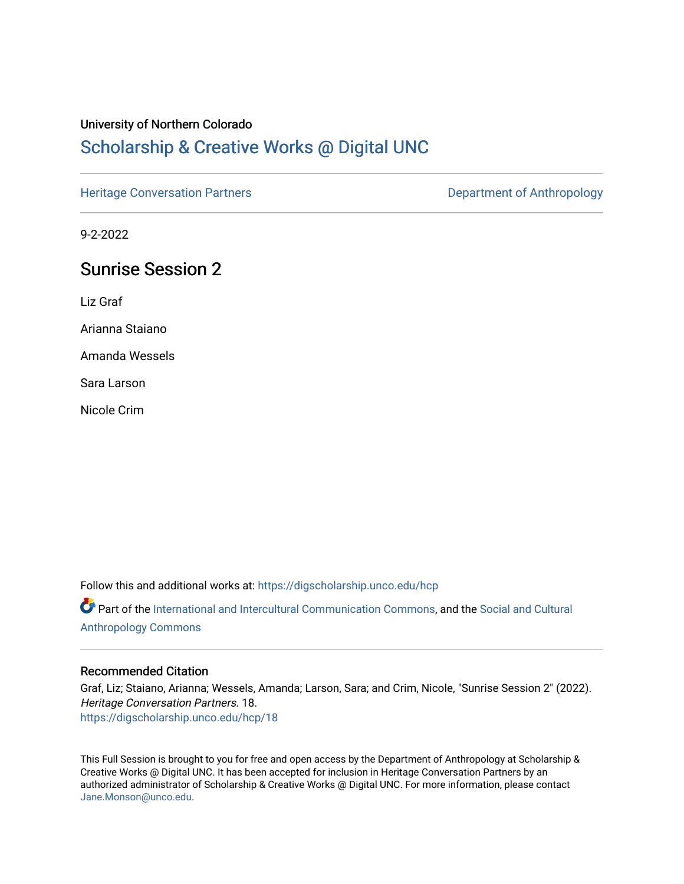University of Northern Colorado

# Scholarship & Creative Works @ Digital UNC

Heritage Conversation Partners | Department of Anthropology

9-2-2022

## Sunrise Session 2

Liz Graf

Arianna Staiano

Amanda Wessels

Sara Larson

Nicole Crim

Follow this and additional works at: https://digscholarship.unco.edu/hcp

Part of the International and Intercultural Communication Commons, and the Social and Cultural Anthropology Commons

### Recommended Citation

Graf, Liz; Staiano, Arianna; Wessels, Amanda; Larson, Sara; and Crim, Nicole, "Sunrise Session 2" (2022). *Heritage Conversation Partners*. 18.
https://digscholarship.unco.edu/hcp/18

This Full Session is brought to you for free and open access by the Department of Anthropology at Scholarship & Creative Works @ Digital UNC. It has been accepted for inclusion in Heritage Conversation Partners by an authorized administrator of Scholarship & Creative Works @ Digital UNC. For more information, please contact Jane.Monson@unco.edu.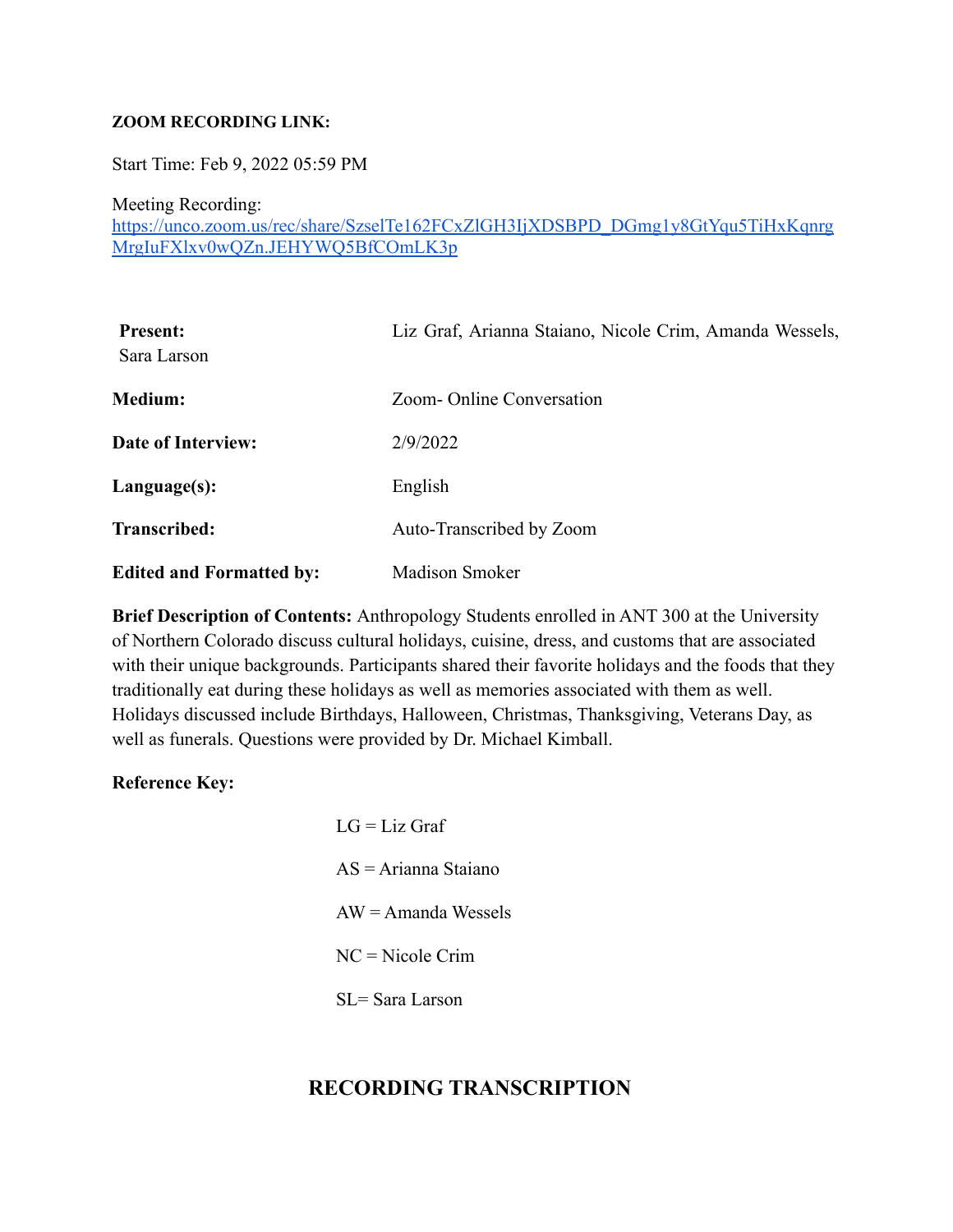**ZOOM RECORDING LINK:**

Start Time: Feb 9, 2022 05:59 PM

Meeting Recording:
[https://unco.zoom.us/rec/share/SzselTe162FCxZlGH3IjXDSBPD_DGmg1y8GtYqu5TiHxKqnrgMrgIuFXlxv0wQZn.JEHYWQ5BfCOmLK3p](https://unco.zoom.us/rec/share/SzselTe162FCxZlGH3IjXDSBPD_DGmg1y8GtYqu5TiHxKqnrgMrgIuFXlxv0wQZn.JEHYWQ5BfCOmLK3p)

| | |
|---|---|
| **Present:** | Liz Graf, Arianna Staiano, Nicole Crim, Amanda Wessels, Sara Larson |
| **Medium:** | Zoom- Online Conversation |
| **Date of Interview:** | 2/9/2022 |
| **Language(s):** | English |
| **Transcribed:** | Auto-Transcribed by Zoom |
| **Edited and Formatted by:** | Madison Smoker |

**Brief Description of Contents:** Anthropology Students enrolled in ANT 300 at the University of Northern Colorado discuss cultural holidays, cuisine, dress, and customs that are associated with their unique backgrounds. Participants shared their favorite holidays and the foods that they traditionally eat during these holidays as well as memories associated with them as well. Holidays discussed include Birthdays, Halloween, Christmas, Thanksgiving, Veterans Day, as well as funerals. Questions were provided by Dr. Michael Kimball.

**Reference Key:**

LG = Liz Graf

AS = Arianna Staiano

AW = Amanda Wessels

NC = Nicole Crim

SL= Sara Larson

## RECORDING TRANSCRIPTION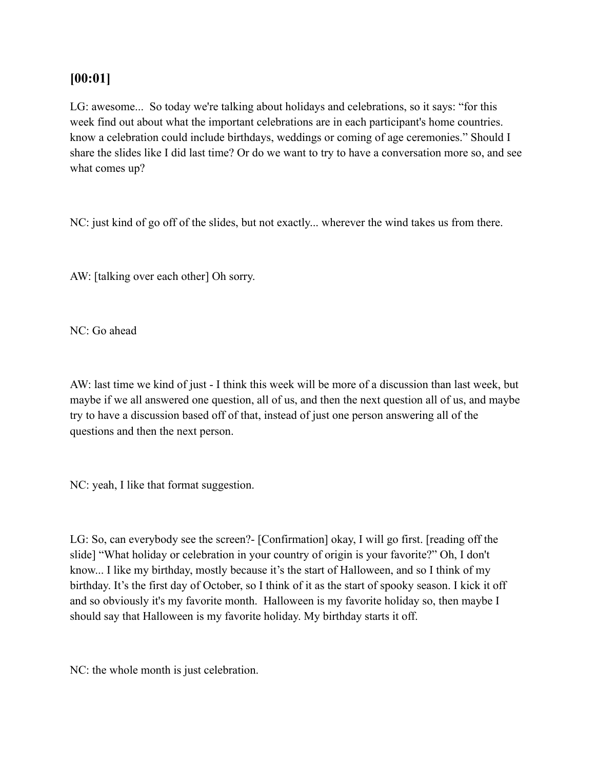### [00:01]

LG: awesome... So today we're talking about holidays and celebrations, so it says: "for this week find out about what the important celebrations are in each participant's home countries. know a celebration could include birthdays, weddings or coming of age ceremonies." Should I share the slides like I did last time? Or do we want to try to have a conversation more so, and see what comes up?

NC: just kind of go off of the slides, but not exactly... wherever the wind takes us from there.

AW: [talking over each other] Oh sorry.

NC: Go ahead

AW: last time we kind of just - I think this week will be more of a discussion than last week, but maybe if we all answered one question, all of us, and then the next question all of us, and maybe try to have a discussion based off of that, instead of just one person answering all of the questions and then the next person.

NC: yeah, I like that format suggestion.

LG: So, can everybody see the screen?- [Confirmation] okay, I will go first. [reading off the slide] "What holiday or celebration in your country of origin is your favorite?" Oh, I don't know... I like my birthday, mostly because it's the start of Halloween, and so I think of my birthday. It's the first day of October, so I think of it as the start of spooky season. I kick it off and so obviously it's my favorite month. Halloween is my favorite holiday so, then maybe I should say that Halloween is my favorite holiday. My birthday starts it off.

NC: the whole month is just celebration.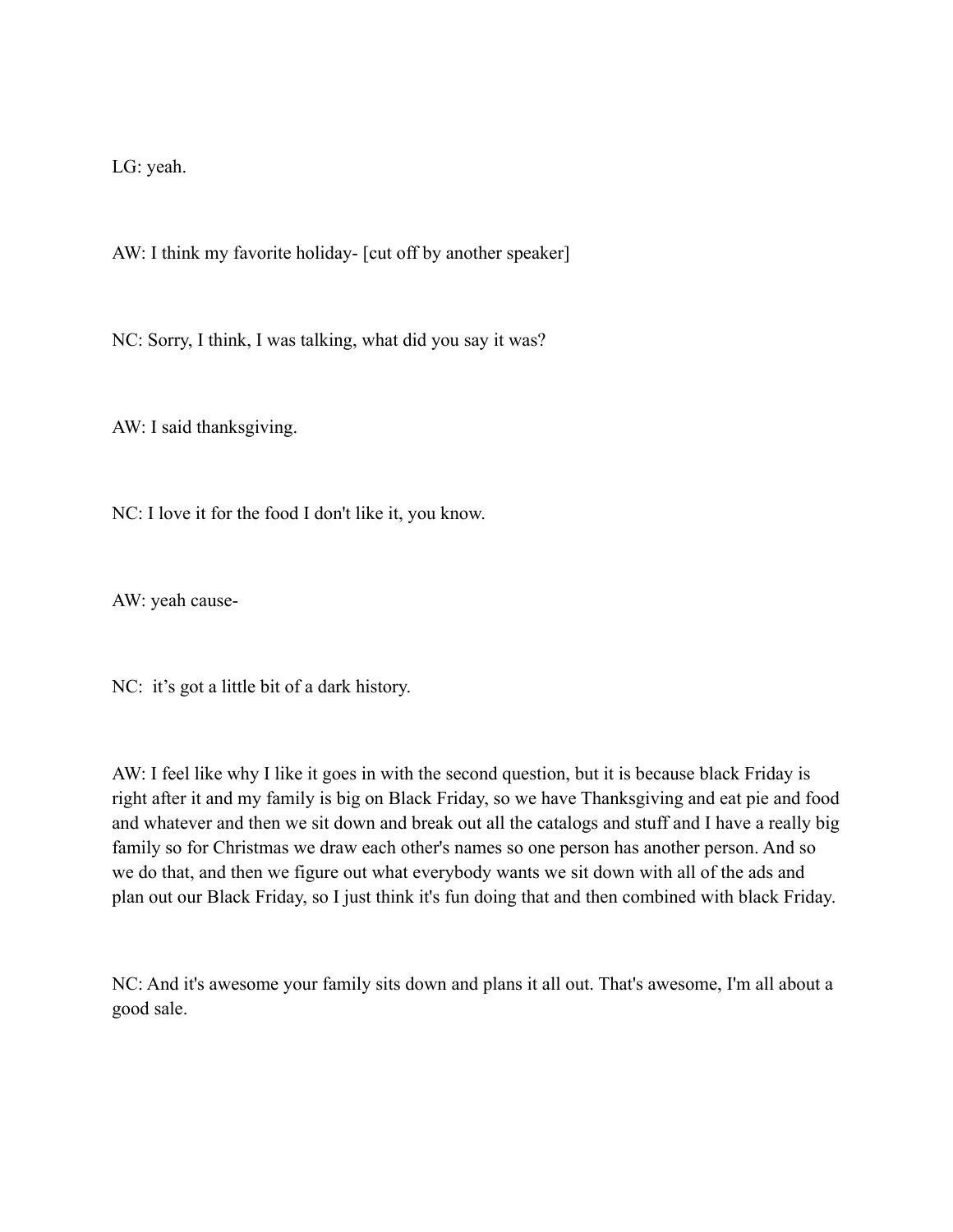LG: yeah.

AW: I think my favorite holiday- [cut off by another speaker]

NC: Sorry, I think, I was talking, what did you say it was?

AW: I said thanksgiving.

NC: I love it for the food I don't like it, you know.

AW: yeah cause-

NC: it's got a little bit of a dark history.

AW: I feel like why I like it goes in with the second question, but it is because black Friday is right after it and my family is big on Black Friday, so we have Thanksgiving and eat pie and food and whatever and then we sit down and break out all the catalogs and stuff and I have a really big family so for Christmas we draw each other's names so one person has another person. And so we do that, and then we figure out what everybody wants we sit down with all of the ads and plan out our Black Friday, so I just think it's fun doing that and then combined with black Friday.

NC: And it's awesome your family sits down and plans it all out. That's awesome, I'm all about a good sale.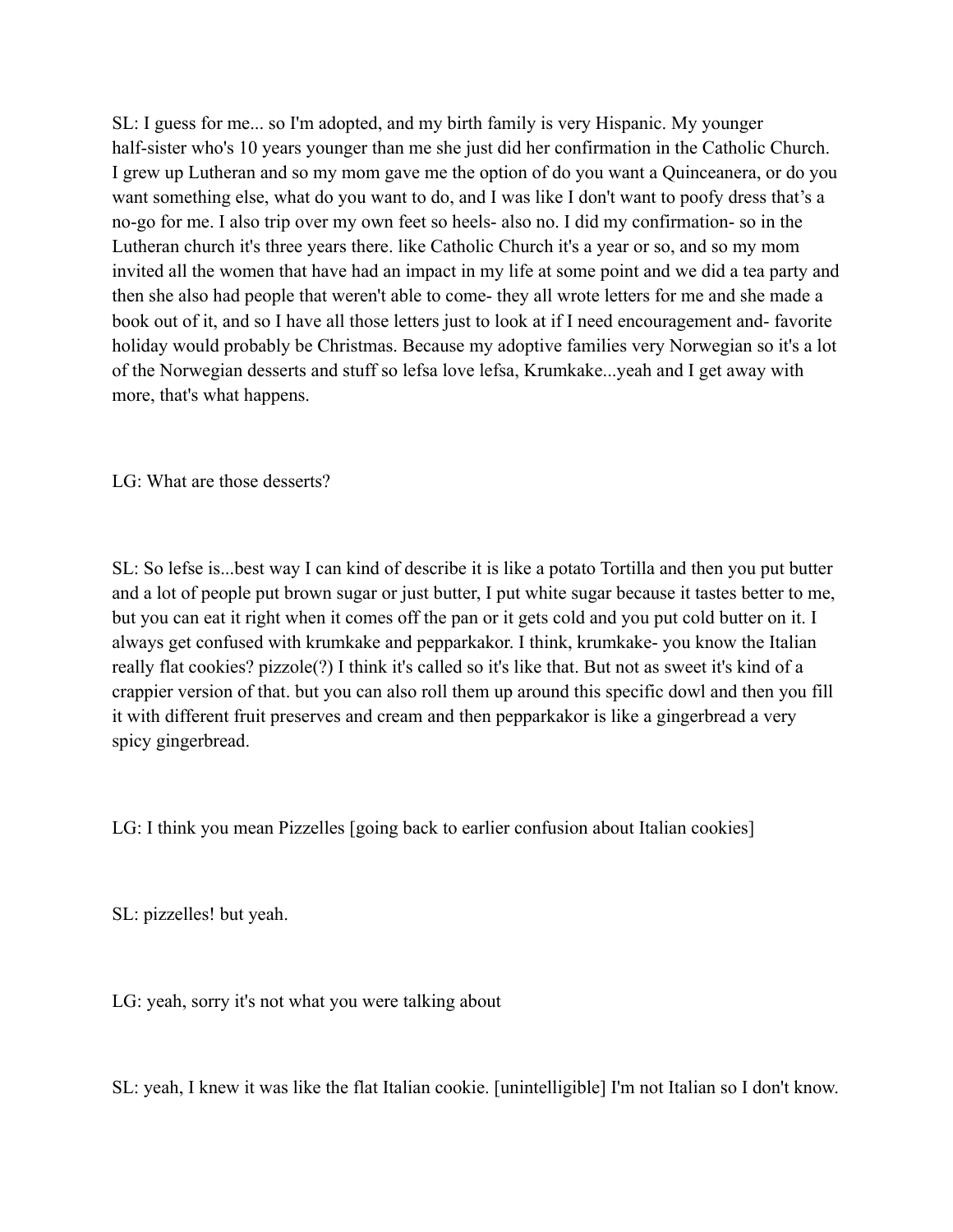SL: I guess for me... so I'm adopted, and my birth family is very Hispanic. My younger half-sister who's 10 years younger than me she just did her confirmation in the Catholic Church. I grew up Lutheran and so my mom gave me the option of do you want a Quinceanera, or do you want something else, what do you want to do, and I was like I don't want to poofy dress that's a no-go for me. I also trip over my own feet so heels- also no. I did my confirmation- so in the Lutheran church it's three years there. like Catholic Church it's a year or so, and so my mom invited all the women that have had an impact in my life at some point and we did a tea party and then she also had people that weren't able to come- they all wrote letters for me and she made a book out of it, and so I have all those letters just to look at if I need encouragement and- favorite holiday would probably be Christmas. Because my adoptive families very Norwegian so it's a lot of the Norwegian desserts and stuff so lefsa love lefsa, Krumkake...yeah and I get away with more, that's what happens.

LG: What are those desserts?

SL: So lefse is...best way I can kind of describe it is like a potato Tortilla and then you put butter and a lot of people put brown sugar or just butter, I put white sugar because it tastes better to me, but you can eat it right when it comes off the pan or it gets cold and you put cold butter on it. I always get confused with krumkake and pepparkakor. I think, krumkake- you know the Italian really flat cookies? pizzole(?) I think it's called so it's like that. But not as sweet it's kind of a crappier version of that. but you can also roll them up around this specific dowl and then you fill it with different fruit preserves and cream and then pepparkakor is like a gingerbread a very spicy gingerbread.

LG: I think you mean Pizzelles [going back to earlier confusion about Italian cookies]

SL: pizzelles! but yeah.

LG: yeah, sorry it's not what you were talking about

SL: yeah, I knew it was like the flat Italian cookie. [unintelligible] I'm not Italian so I don't know.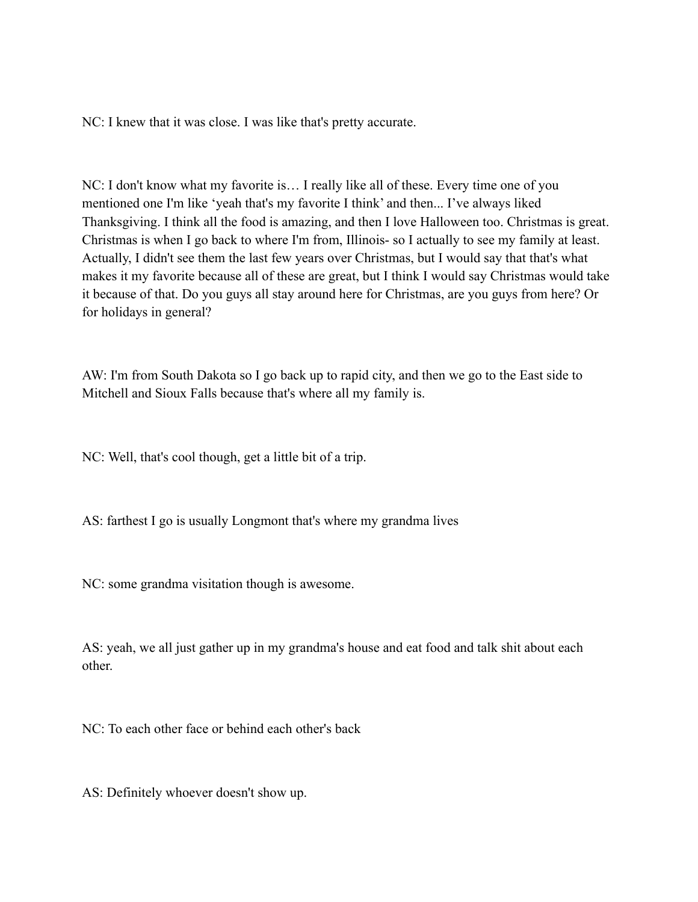NC: I knew that it was close. I was like that's pretty accurate.

NC: I don't know what my favorite is… I really like all of these. Every time one of you mentioned one I'm like 'yeah that's my favorite I think' and then... I've always liked Thanksgiving. I think all the food is amazing, and then I love Halloween too. Christmas is great. Christmas is when I go back to where I'm from, Illinois- so I actually to see my family at least. Actually, I didn't see them the last few years over Christmas, but I would say that that's what makes it my favorite because all of these are great, but I think I would say Christmas would take it because of that. Do you guys all stay around here for Christmas, are you guys from here? Or for holidays in general?

AW: I'm from South Dakota so I go back up to rapid city, and then we go to the East side to Mitchell and Sioux Falls because that's where all my family is.

NC: Well, that's cool though, get a little bit of a trip.

AS: farthest I go is usually Longmont that's where my grandma lives

NC: some grandma visitation though is awesome.

AS: yeah, we all just gather up in my grandma's house and eat food and talk shit about each other.

NC: To each other face or behind each other's back

AS: Definitely whoever doesn't show up.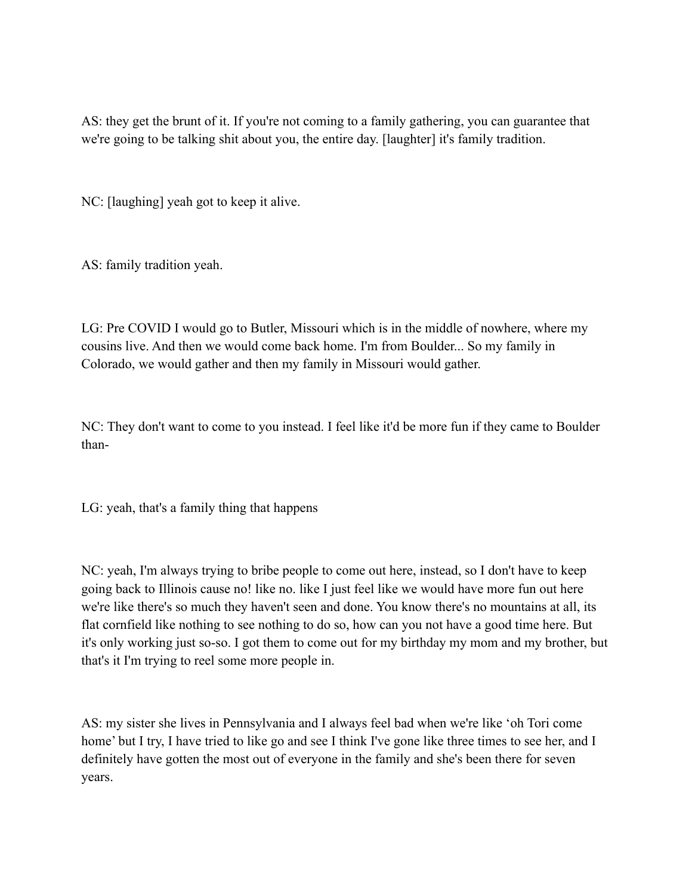AS: they get the brunt of it. If you're not coming to a family gathering, you can guarantee that we're going to be talking shit about you, the entire day. [laughter] it's family tradition.

NC: [laughing] yeah got to keep it alive.

AS: family tradition yeah.

LG: Pre COVID I would go to Butler, Missouri which is in the middle of nowhere, where my cousins live. And then we would come back home. I'm from Boulder... So my family in Colorado, we would gather and then my family in Missouri would gather.

NC: They don't want to come to you instead. I feel like it'd be more fun if they came to Boulder than-

LG: yeah, that's a family thing that happens

NC: yeah, I'm always trying to bribe people to come out here, instead, so I don't have to keep going back to Illinois cause no! like no. like I just feel like we would have more fun out here we're like there's so much they haven't seen and done. You know there's no mountains at all, its flat cornfield like nothing to see nothing to do so, how can you not have a good time here. But it's only working just so-so. I got them to come out for my birthday my mom and my brother, but that's it I'm trying to reel some more people in.

AS: my sister she lives in Pennsylvania and I always feel bad when we're like 'oh Tori come home' but I try, I have tried to like go and see I think I've gone like three times to see her, and I definitely have gotten the most out of everyone in the family and she's been there for seven years.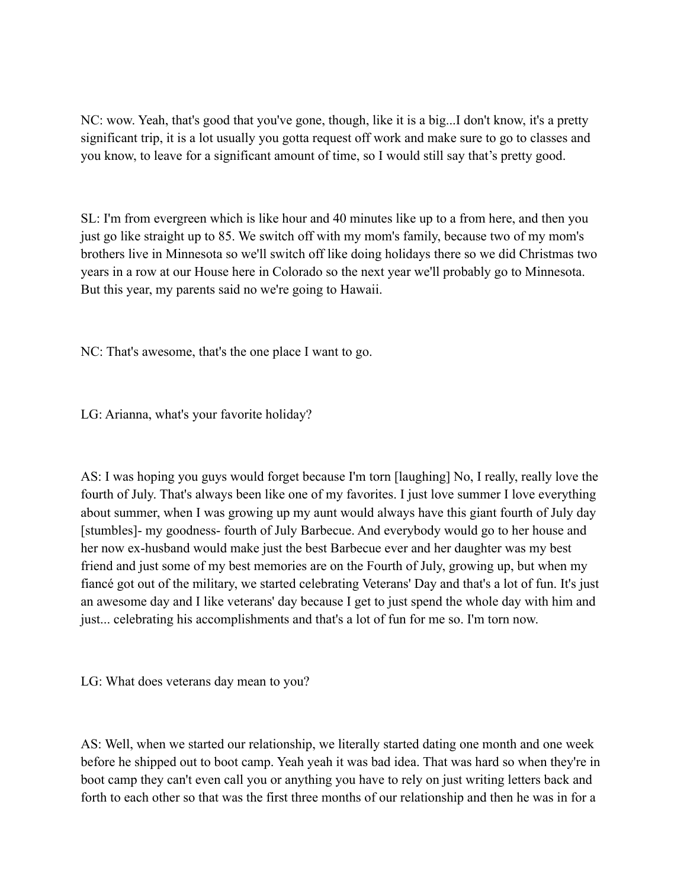NC: wow. Yeah, that's good that you've gone, though, like it is a big...I don't know, it's a pretty significant trip, it is a lot usually you gotta request off work and make sure to go to classes and you know, to leave for a significant amount of time, so I would still say that's pretty good.

SL: I'm from evergreen which is like hour and 40 minutes like up to a from here, and then you just go like straight up to 85. We switch off with my mom's family, because two of my mom's brothers live in Minnesota so we'll switch off like doing holidays there so we did Christmas two years in a row at our House here in Colorado so the next year we'll probably go to Minnesota. But this year, my parents said no we're going to Hawaii.

NC: That's awesome, that's the one place I want to go.

LG: Arianna, what's your favorite holiday?

AS: I was hoping you guys would forget because I'm torn [laughing] No, I really, really love the fourth of July. That's always been like one of my favorites. I just love summer I love everything about summer, when I was growing up my aunt would always have this giant fourth of July day [stumbles]- my goodness- fourth of July Barbecue. And everybody would go to her house and her now ex-husband would make just the best Barbecue ever and her daughter was my best friend and just some of my best memories are on the Fourth of July, growing up, but when my fiancé got out of the military, we started celebrating Veterans' Day and that's a lot of fun. It's just an awesome day and I like veterans' day because I get to just spend the whole day with him and just... celebrating his accomplishments and that's a lot of fun for me so. I'm torn now.

LG: What does veterans day mean to you?

AS: Well, when we started our relationship, we literally started dating one month and one week before he shipped out to boot camp. Yeah yeah it was bad idea. That was hard so when they're in boot camp they can't even call you or anything you have to rely on just writing letters back and forth to each other so that was the first three months of our relationship and then he was in for a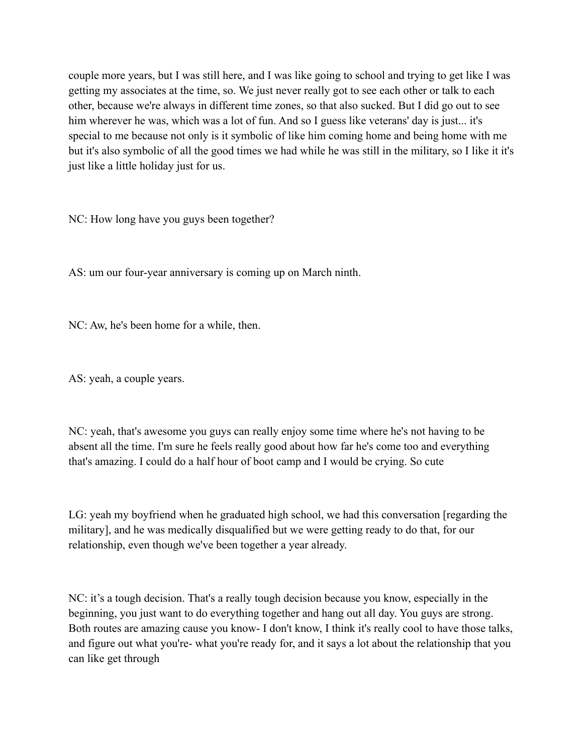couple more years, but I was still here, and I was like going to school and trying to get like I was getting my associates at the time, so. We just never really got to see each other or talk to each other, because we're always in different time zones, so that also sucked. But I did go out to see him wherever he was, which was a lot of fun. And so I guess like veterans' day is just... it's special to me because not only is it symbolic of like him coming home and being home with me but it's also symbolic of all the good times we had while he was still in the military, so I like it it's just like a little holiday just for us.

NC: How long have you guys been together?

AS: um our four-year anniversary is coming up on March ninth.

NC: Aw, he's been home for a while, then.

AS: yeah, a couple years.

NC: yeah, that's awesome you guys can really enjoy some time where he's not having to be absent all the time. I'm sure he feels really good about how far he's come too and everything that's amazing. I could do a half hour of boot camp and I would be crying. So cute

LG: yeah my boyfriend when he graduated high school, we had this conversation [regarding the military], and he was medically disqualified but we were getting ready to do that, for our relationship, even though we've been together a year already.

NC: it's a tough decision. That's a really tough decision because you know, especially in the beginning, you just want to do everything together and hang out all day. You guys are strong. Both routes are amazing cause you know- I don't know, I think it's really cool to have those talks, and figure out what you're- what you're ready for, and it says a lot about the relationship that you can like get through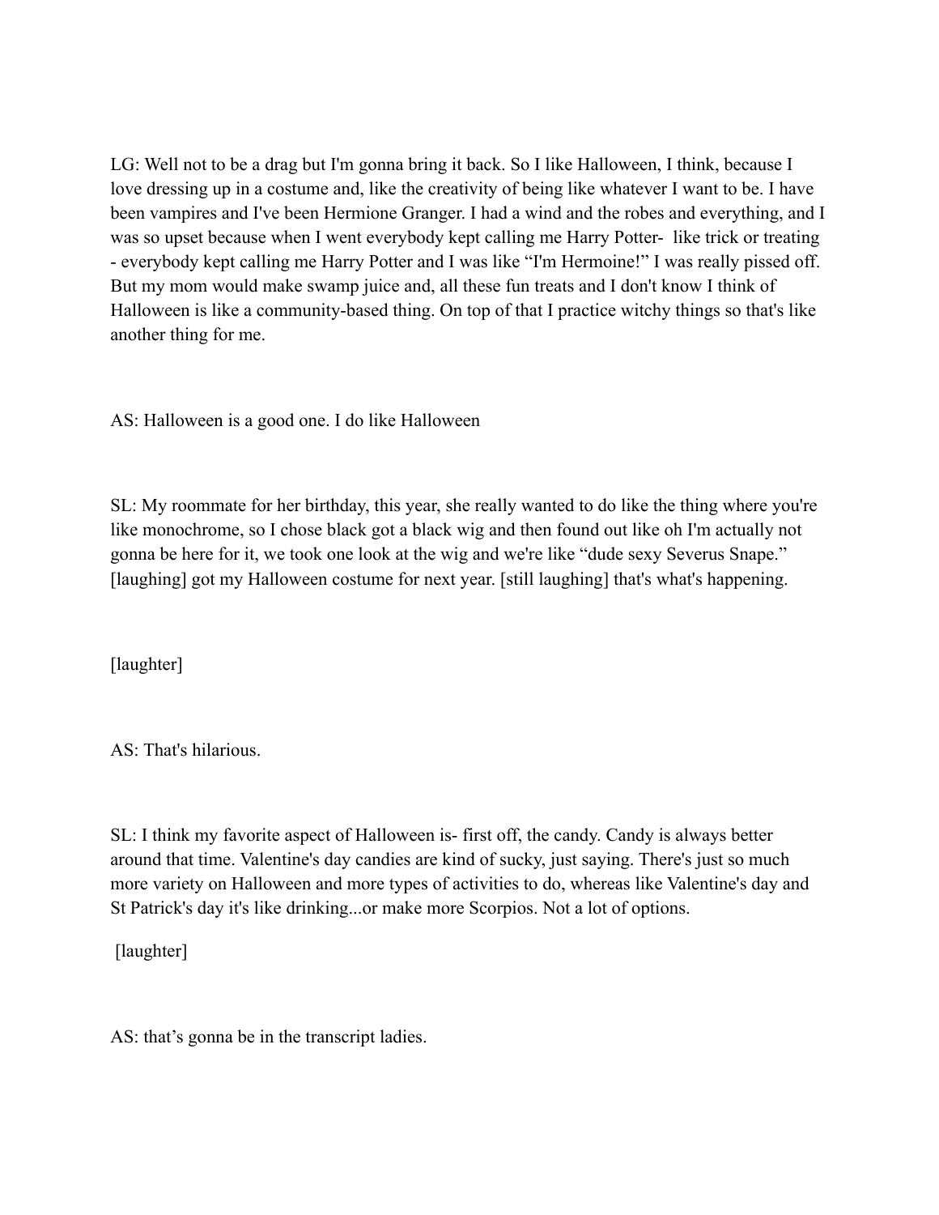LG: Well not to be a drag but I'm gonna bring it back. So I like Halloween, I think, because I love dressing up in a costume and, like the creativity of being like whatever I want to be. I have been vampires and I've been Hermione Granger. I had a wind and the robes and everything, and I was so upset because when I went everybody kept calling me Harry Potter- like trick or treating - everybody kept calling me Harry Potter and I was like "I'm Hermoine!" I was really pissed off. But my mom would make swamp juice and, all these fun treats and I don't know I think of Halloween is like a community-based thing. On top of that I practice witchy things so that's like another thing for me.

AS: Halloween is a good one. I do like Halloween

SL: My roommate for her birthday, this year, she really wanted to do like the thing where you're like monochrome, so I chose black got a black wig and then found out like oh I'm actually not gonna be here for it, we took one look at the wig and we're like "dude sexy Severus Snape." [laughing] got my Halloween costume for next year. [still laughing] that's what's happening.

[laughter]

AS: That's hilarious.

SL: I think my favorite aspect of Halloween is- first off, the candy. Candy is always better around that time. Valentine's day candies are kind of sucky, just saying. There's just so much more variety on Halloween and more types of activities to do, whereas like Valentine's day and St Patrick's day it's like drinking...or make more Scorpios. Not a lot of options.

[laughter]

AS: that's gonna be in the transcript ladies.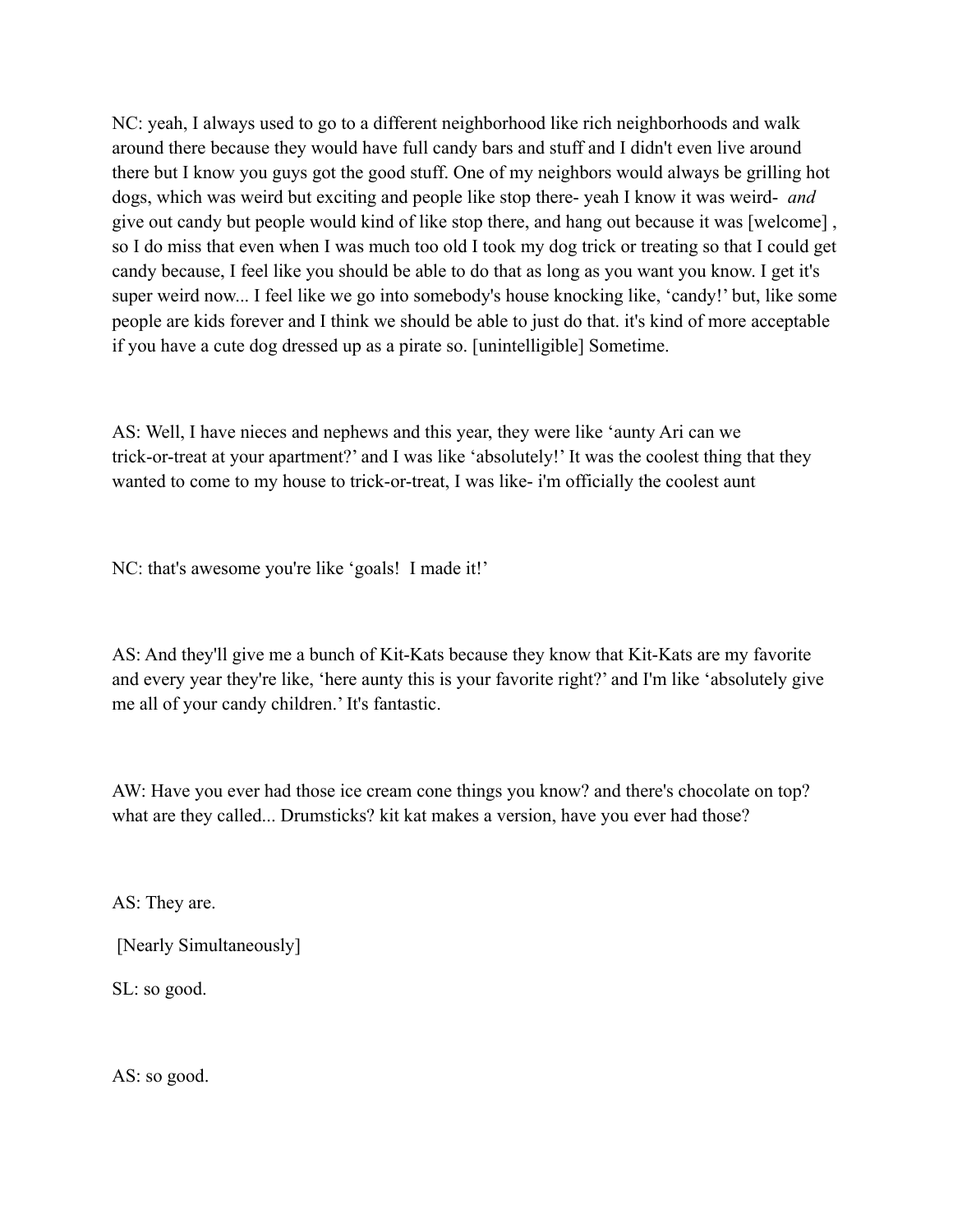NC: yeah, I always used to go to a different neighborhood like rich neighborhoods and walk around there because they would have full candy bars and stuff and I didn't even live around there but I know you guys got the good stuff. One of my neighbors would always be grilling hot dogs, which was weird but exciting and people like stop there- yeah I know it was weird- *and* give out candy but people would kind of like stop there, and hang out because it was [welcome] , so I do miss that even when I was much too old I took my dog trick or treating so that I could get candy because, I feel like you should be able to do that as long as you want you know. I get it's super weird now... I feel like we go into somebody's house knocking like, 'candy!' but, like some people are kids forever and I think we should be able to just do that. it's kind of more acceptable if you have a cute dog dressed up as a pirate so. [unintelligible] Sometime.

AS: Well, I have nieces and nephews and this year, they were like 'aunty Ari can we trick-or-treat at your apartment?' and I was like 'absolutely!' It was the coolest thing that they wanted to come to my house to trick-or-treat, I was like- i'm officially the coolest aunt

NC: that's awesome you're like 'goals! I made it!'

AS: And they'll give me a bunch of Kit-Kats because they know that Kit-Kats are my favorite and every year they're like, 'here aunty this is your favorite right?' and I'm like 'absolutely give me all of your candy children.' It's fantastic.

AW: Have you ever had those ice cream cone things you know? and there's chocolate on top? what are they called... Drumsticks? kit kat makes a version, have you ever had those?

AS: They are.

[Nearly Simultaneously]

SL: so good.

AS: so good.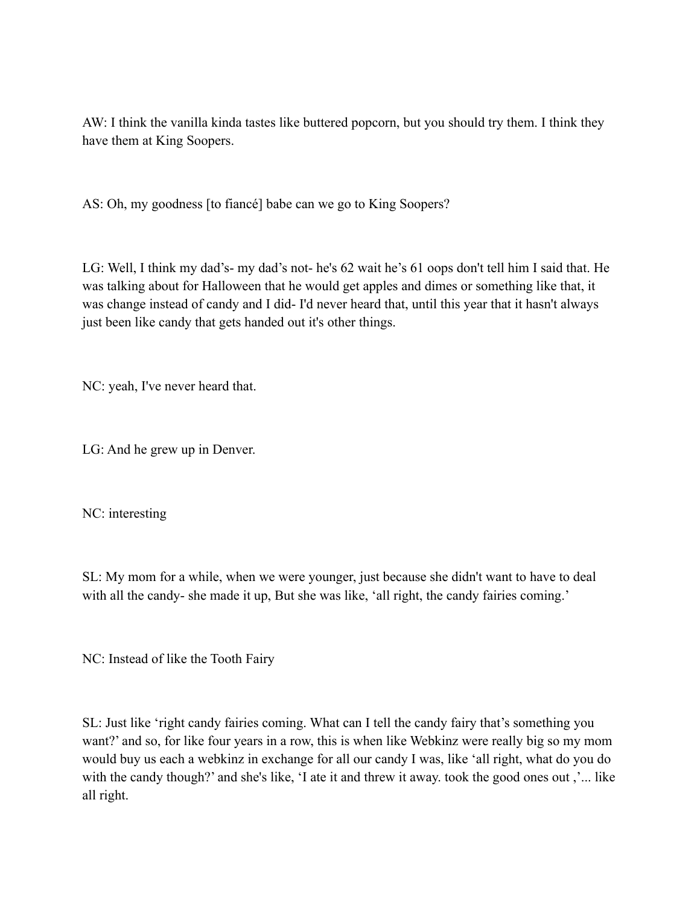AW: I think the vanilla kinda tastes like buttered popcorn, but you should try them. I think they have them at King Soopers.

AS: Oh, my goodness [to fiancé] babe can we go to King Soopers?

LG: Well, I think my dad's- my dad's not- he's 62 wait he's 61 oops don't tell him I said that. He was talking about for Halloween that he would get apples and dimes or something like that, it was change instead of candy and I did- I'd never heard that, until this year that it hasn't always just been like candy that gets handed out it's other things.

NC: yeah, I've never heard that.

LG: And he grew up in Denver.

NC: interesting

SL: My mom for a while, when we were younger, just because she didn't want to have to deal with all the candy- she made it up, But she was like, 'all right, the candy fairies coming.'

NC: Instead of like the Tooth Fairy

SL: Just like 'right candy fairies coming. What can I tell the candy fairy that's something you want?' and so, for like four years in a row, this is when like Webkinz were really big so my mom would buy us each a webkinz in exchange for all our candy I was, like 'all right, what do you do with the candy though?' and she's like, 'I ate it and threw it away. took the good ones out ,'... like all right.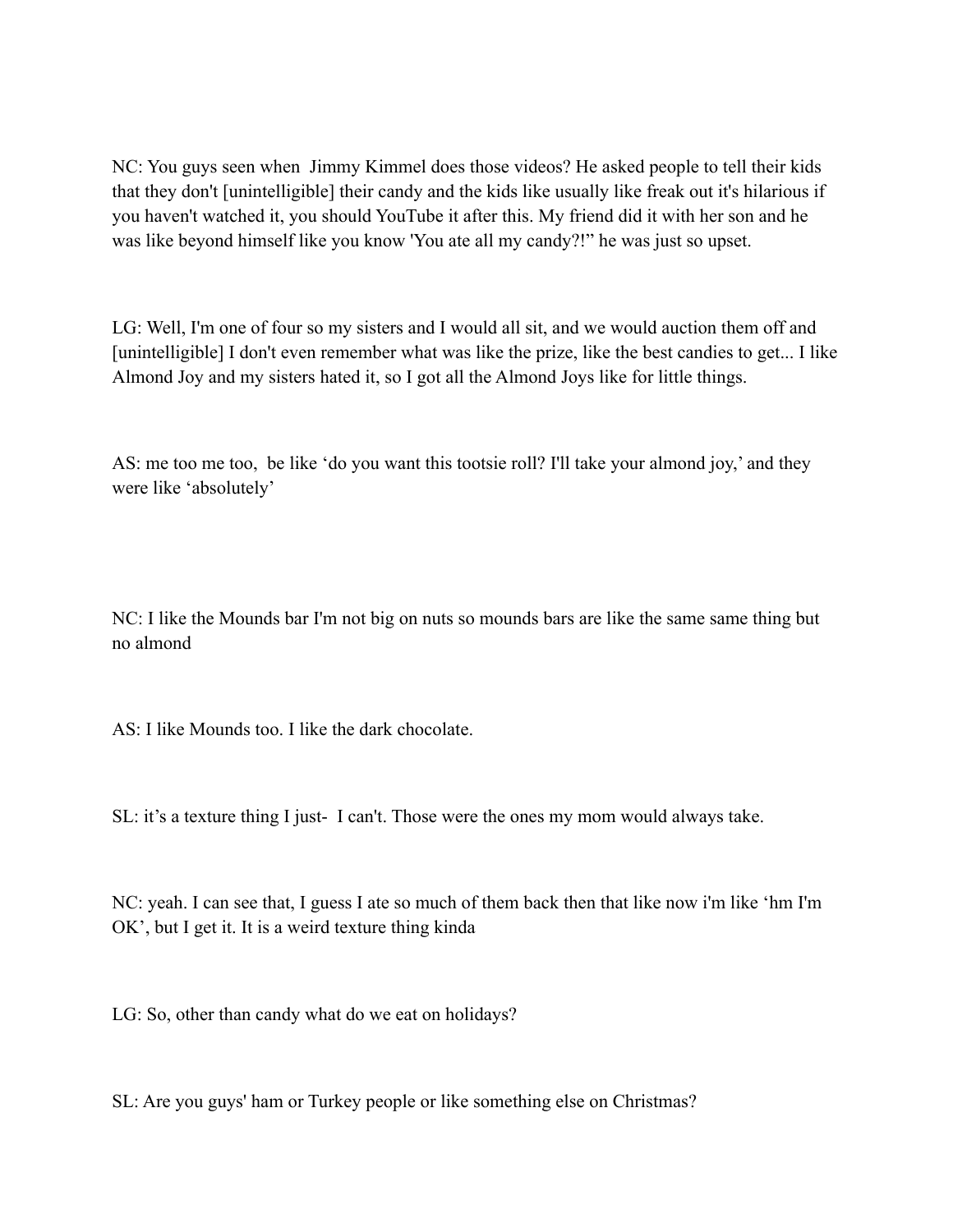NC: You guys seen when  Jimmy Kimmel does those videos? He asked people to tell their kids that they don't [unintelligible] their candy and the kids like usually like freak out it's hilarious if you haven't watched it, you should YouTube it after this. My friend did it with her son and he was like beyond himself like you know 'You ate all my candy?!" he was just so upset.

LG: Well, I'm one of four so my sisters and I would all sit, and we would auction them off and [unintelligible] I don't even remember what was like the prize, like the best candies to get... I like Almond Joy and my sisters hated it, so I got all the Almond Joys like for little things.

AS: me too me too,  be like 'do you want this tootsie roll? I'll take your almond joy,' and they were like 'absolutely'

NC: I like the Mounds bar I'm not big on nuts so mounds bars are like the same same thing but no almond

AS: I like Mounds too. I like the dark chocolate.

SL: it's a texture thing I just-  I can't. Those were the ones my mom would always take.

NC: yeah. I can see that, I guess I ate so much of them back then that like now i'm like 'hm I'm OK', but I get it. It is a weird texture thing kinda

LG: So, other than candy what do we eat on holidays?

SL: Are you guys' ham or Turkey people or like something else on Christmas?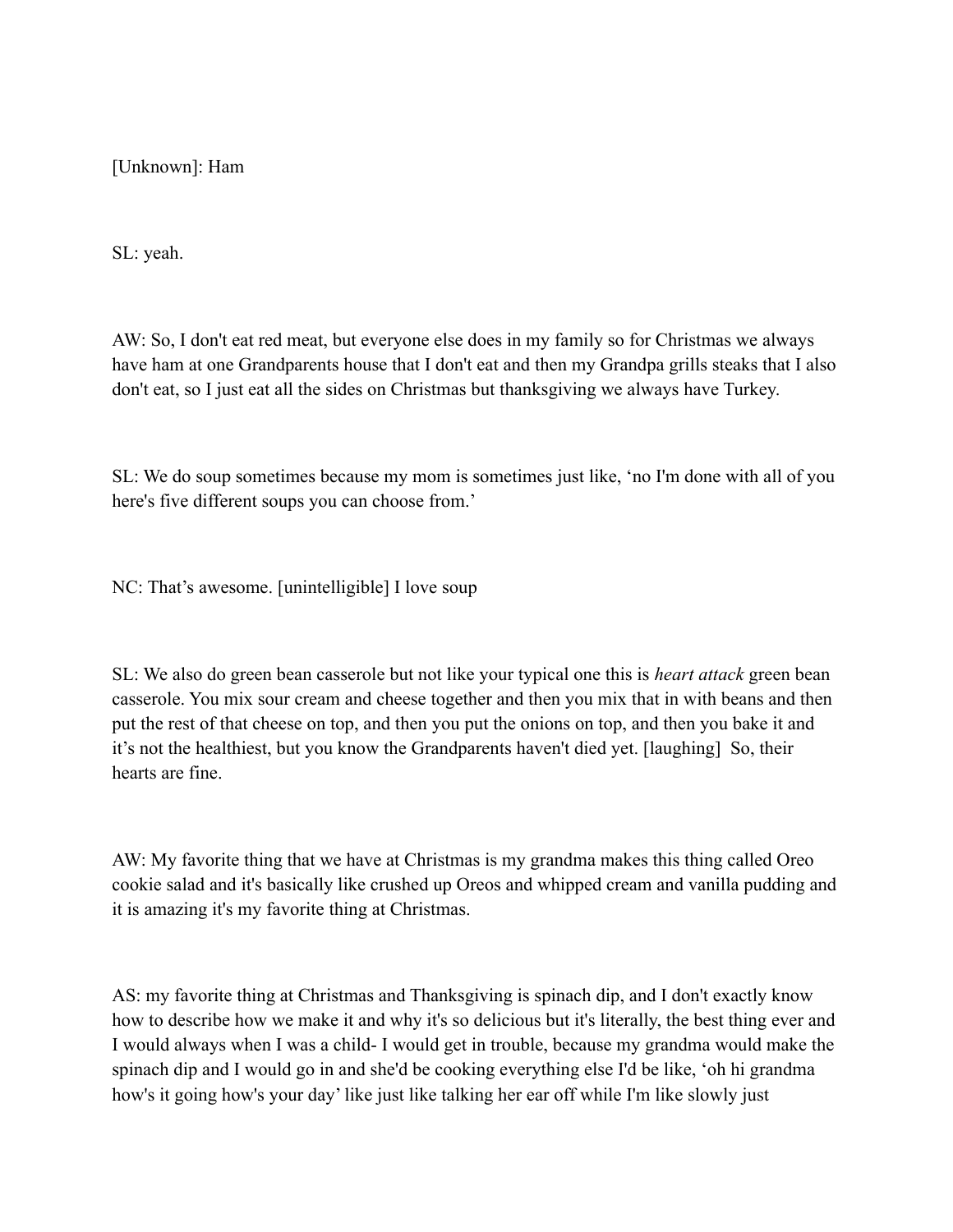[Unknown]: Ham

SL: yeah.

AW: So, I don't eat red meat, but everyone else does in my family so for Christmas we always have ham at one Grandparents house that I don't eat and then my Grandpa grills steaks that I also don't eat, so I just eat all the sides on Christmas but thanksgiving we always have Turkey.

SL: We do soup sometimes because my mom is sometimes just like, 'no I'm done with all of you here's five different soups you can choose from.'

NC: That's awesome. [unintelligible] I love soup

SL: We also do green bean casserole but not like your typical one this is *heart attack* green bean casserole. You mix sour cream and cheese together and then you mix that in with beans and then put the rest of that cheese on top, and then you put the onions on top, and then you bake it and it's not the healthiest, but you know the Grandparents haven't died yet. [laughing] So, their hearts are fine.

AW: My favorite thing that we have at Christmas is my grandma makes this thing called Oreo cookie salad and it's basically like crushed up Oreos and whipped cream and vanilla pudding and it is amazing it's my favorite thing at Christmas.

AS: my favorite thing at Christmas and Thanksgiving is spinach dip, and I don't exactly know how to describe how we make it and why it's so delicious but it's literally, the best thing ever and I would always when I was a child- I would get in trouble, because my grandma would make the spinach dip and I would go in and she'd be cooking everything else I'd be like, 'oh hi grandma how's it going how's your day' like just like talking her ear off while I'm like slowly just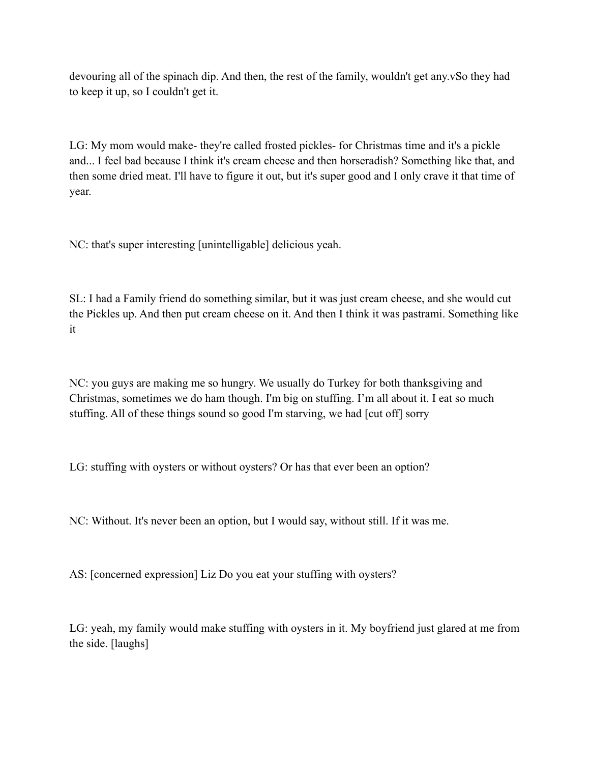devouring all of the spinach dip. And then, the rest of the family, wouldn't get any.vSo they had to keep it up, so I couldn't get it.

LG: My mom would make- they're called frosted pickles- for Christmas time and it's a pickle and... I feel bad because I think it's cream cheese and then horseradish? Something like that, and then some dried meat. I'll have to figure it out, but it's super good and I only crave it that time of year.

NC: that's super interesting [unintelligable] delicious yeah.

SL: I had a Family friend do something similar, but it was just cream cheese, and she would cut the Pickles up. And then put cream cheese on it. And then I think it was pastrami. Something like it

NC: you guys are making me so hungry. We usually do Turkey for both thanksgiving and Christmas, sometimes we do ham though. I'm big on stuffing. I'm all about it. I eat so much stuffing. All of these things sound so good I'm starving, we had [cut off] sorry

LG: stuffing with oysters or without oysters? Or has that ever been an option?

NC: Without. It's never been an option, but I would say, without still. If it was me.

AS: [concerned expression] Liz Do you eat your stuffing with oysters?

LG: yeah, my family would make stuffing with oysters in it. My boyfriend just glared at me from the side. [laughs]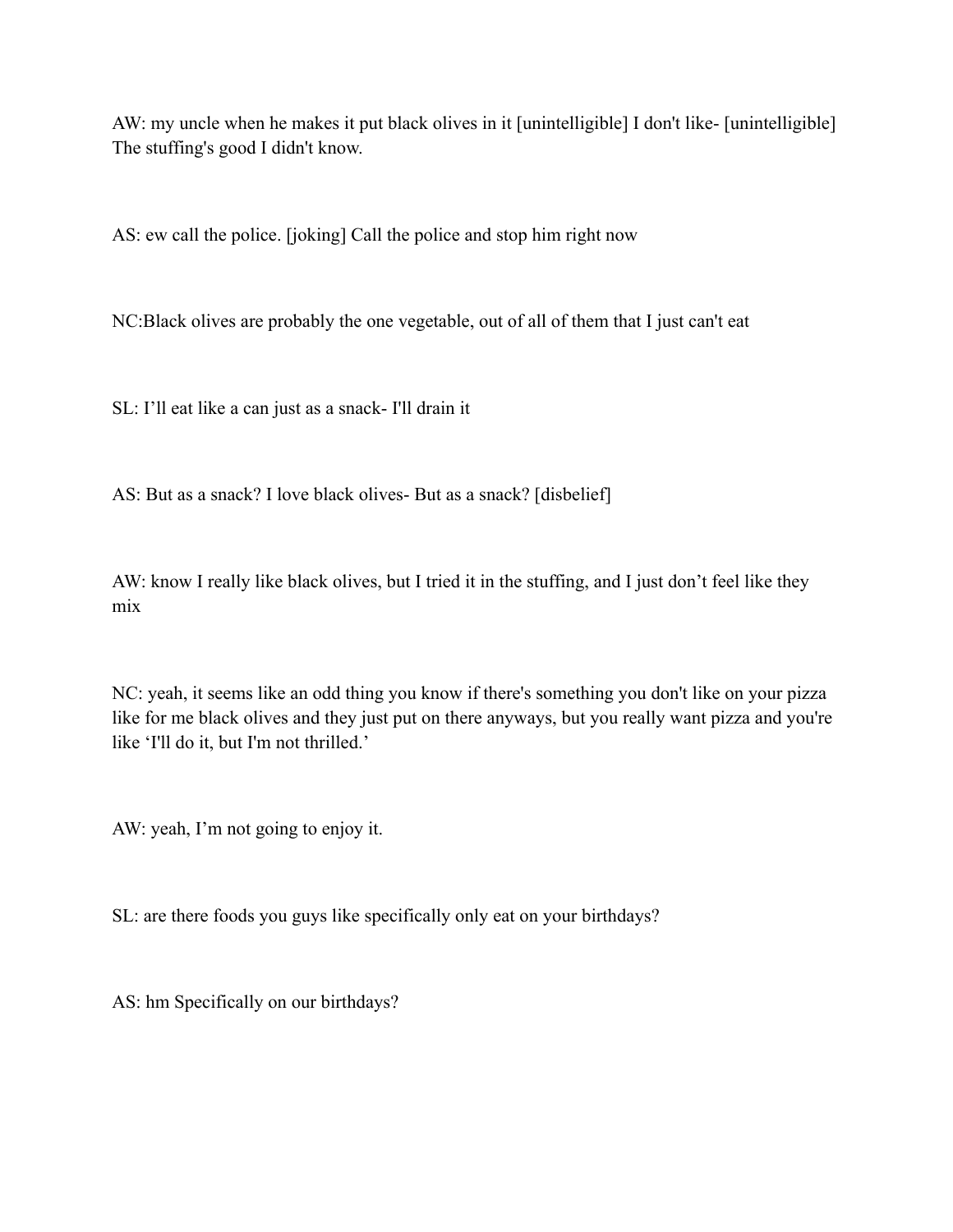AW: my uncle when he makes it put black olives in it [unintelligible] I don't like- [unintelligible] The stuffing's good I didn't know.

AS: ew call the police. [joking] Call the police and stop him right now

NC:Black olives are probably the one vegetable, out of all of them that I just can't eat

SL: I'll eat like a can just as a snack- I'll drain it

AS: But as a snack? I love black olives- But as a snack? [disbelief]

AW: know I really like black olives, but I tried it in the stuffing, and I just don't feel like they mix

NC: yeah, it seems like an odd thing you know if there's something you don't like on your pizza like for me black olives and they just put on there anyways, but you really want pizza and you're like 'I'll do it, but I'm not thrilled.'

AW: yeah, I'm not going to enjoy it.

SL: are there foods you guys like specifically only eat on your birthdays?

AS: hm Specifically on our birthdays?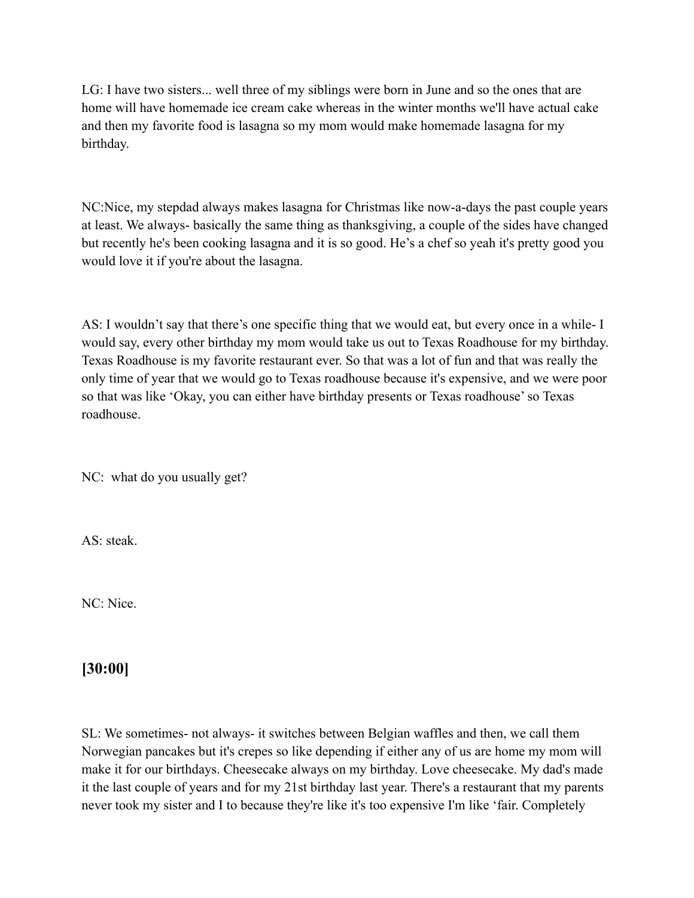LG: I have two sisters... well three of my siblings were born in June and so the ones that are home will have homemade ice cream cake whereas in the winter months we'll have actual cake and then my favorite food is lasagna so my mom would make homemade lasagna for my birthday.

NC:Nice, my stepdad always makes lasagna for Christmas like now-a-days the past couple years at least. We always- basically the same thing as thanksgiving, a couple of the sides have changed but recently he's been cooking lasagna and it is so good. He's a chef so yeah it's pretty good you would love it if you're about the lasagna.

AS: I wouldn't say that there's one specific thing that we would eat, but every once in a while- I would say, every other birthday my mom would take us out to Texas Roadhouse for my birthday. Texas Roadhouse is my favorite restaurant ever. So that was a lot of fun and that was really the only time of year that we would go to Texas roadhouse because it's expensive, and we were poor so that was like 'Okay, you can either have birthday presents or Texas roadhouse' so Texas roadhouse.

NC: what do you usually get?

AS: steak.

NC: Nice.

## [30:00]

SL: We sometimes- not always- it switches between Belgian waffles and then, we call them Norwegian pancakes but it's crepes so like depending if either any of us are home my mom will make it for our birthdays. Cheesecake always on my birthday. Love cheesecake. My dad's made it the last couple of years and for my 21st birthday last year. There's a restaurant that my parents never took my sister and I to because they're like it's too expensive I'm like 'fair. Completely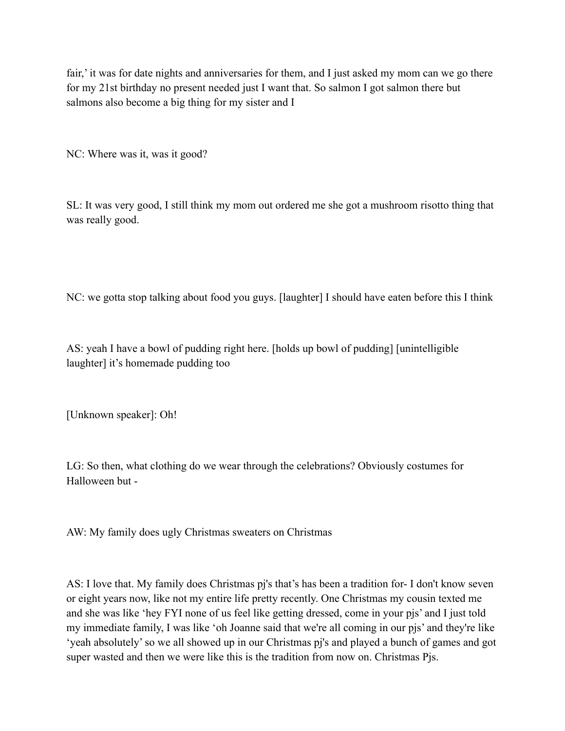fair,' it was for date nights and anniversaries for them, and I just asked my mom can we go there for my 21st birthday no present needed just I want that. So salmon I got salmon there but salmons also become a big thing for my sister and I

NC: Where was it, was it good?

SL: It was very good, I still think my mom out ordered me she got a mushroom risotto thing that was really good.

NC: we gotta stop talking about food you guys. [laughter] I should have eaten before this I think

AS: yeah I have a bowl of pudding right here. [holds up bowl of pudding] [unintelligible laughter] it's homemade pudding too

[Unknown speaker]: Oh!

LG: So then, what clothing do we wear through the celebrations? Obviously costumes for Halloween but -

AW: My family does ugly Christmas sweaters on Christmas

AS: I love that. My family does Christmas pj's that's has been a tradition for- I don't know seven or eight years now, like not my entire life pretty recently. One Christmas my cousin texted me and she was like 'hey FYI none of us feel like getting dressed, come in your pjs' and I just told my immediate family, I was like 'oh Joanne said that we're all coming in our pjs' and they're like 'yeah absolutely' so we all showed up in our Christmas pj's and played a bunch of games and got super wasted and then we were like this is the tradition from now on. Christmas Pjs.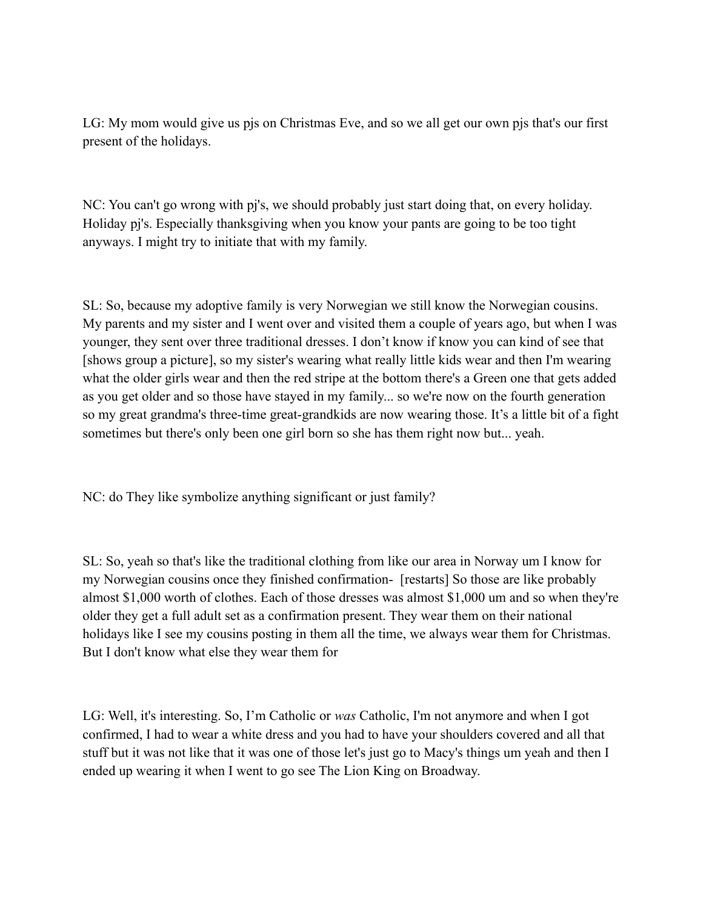LG: My mom would give us pjs on Christmas Eve, and so we all get our own pjs that's our first present of the holidays.

NC: You can't go wrong with pj's, we should probably just start doing that, on every holiday. Holiday pj's. Especially thanksgiving when you know your pants are going to be too tight anyways. I might try to initiate that with my family.

SL: So, because my adoptive family is very Norwegian we still know the Norwegian cousins. My parents and my sister and I went over and visited them a couple of years ago, but when I was younger, they sent over three traditional dresses. I don't know if know you can kind of see that [shows group a picture], so my sister's wearing what really little kids wear and then I'm wearing what the older girls wear and then the red stripe at the bottom there's a Green one that gets added as you get older and so those have stayed in my family... so we're now on the fourth generation so my great grandma's three-time great-grandkids are now wearing those. It's a little bit of a fight sometimes but there's only been one girl born so she has them right now but... yeah.

NC: do They like symbolize anything significant or just family?

SL: So, yeah so that's like the traditional clothing from like our area in Norway um I know for my Norwegian cousins once they finished confirmation- [restarts] So those are like probably almost $1,000 worth of clothes. Each of those dresses was almost $1,000 um and so when they're older they get a full adult set as a confirmation present. They wear them on their national holidays like I see my cousins posting in them all the time, we always wear them for Christmas. But I don't know what else they wear them for

LG: Well, it's interesting. So, I'm Catholic or *was* Catholic, I'm not anymore and when I got confirmed, I had to wear a white dress and you had to have your shoulders covered and all that stuff but it was not like that it was one of those let's just go to Macy's things um yeah and then I ended up wearing it when I went to go see The Lion King on Broadway.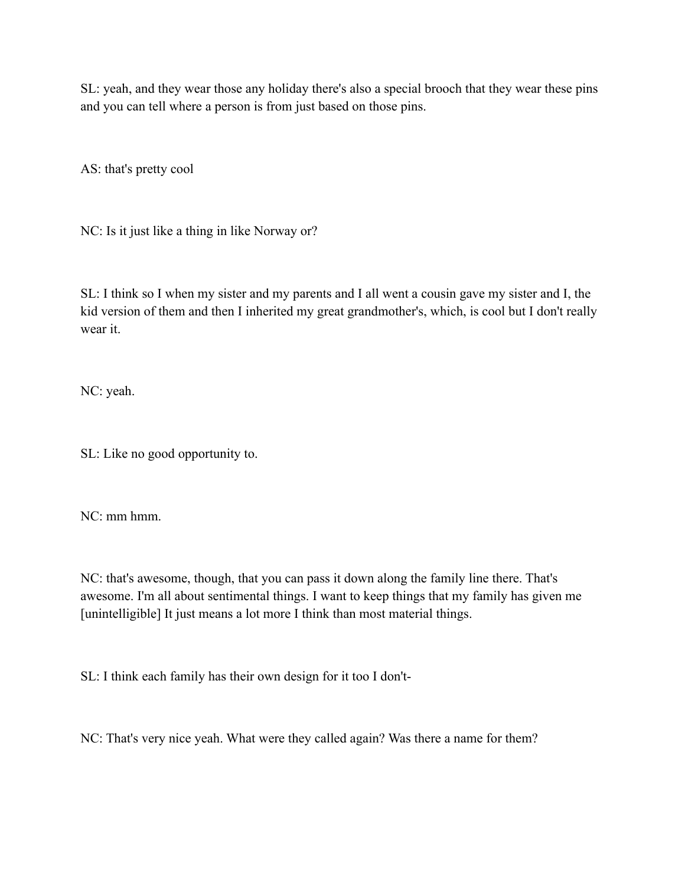SL: yeah, and they wear those any holiday there's also a special brooch that they wear these pins and you can tell where a person is from just based on those pins.

AS: that's pretty cool

NC: Is it just like a thing in like Norway or?

SL: I think so I when my sister and my parents and I all went a cousin gave my sister and I, the kid version of them and then I inherited my great grandmother's, which, is cool but I don't really wear it.

NC: yeah.

SL: Like no good opportunity to.

NC: mm hmm.

NC: that's awesome, though, that you can pass it down along the family line there. That's awesome. I'm all about sentimental things. I want to keep things that my family has given me [unintelligible] It just means a lot more I think than most material things.

SL: I think each family has their own design for it too I don't-

NC: That's very nice yeah. What were they called again? Was there a name for them?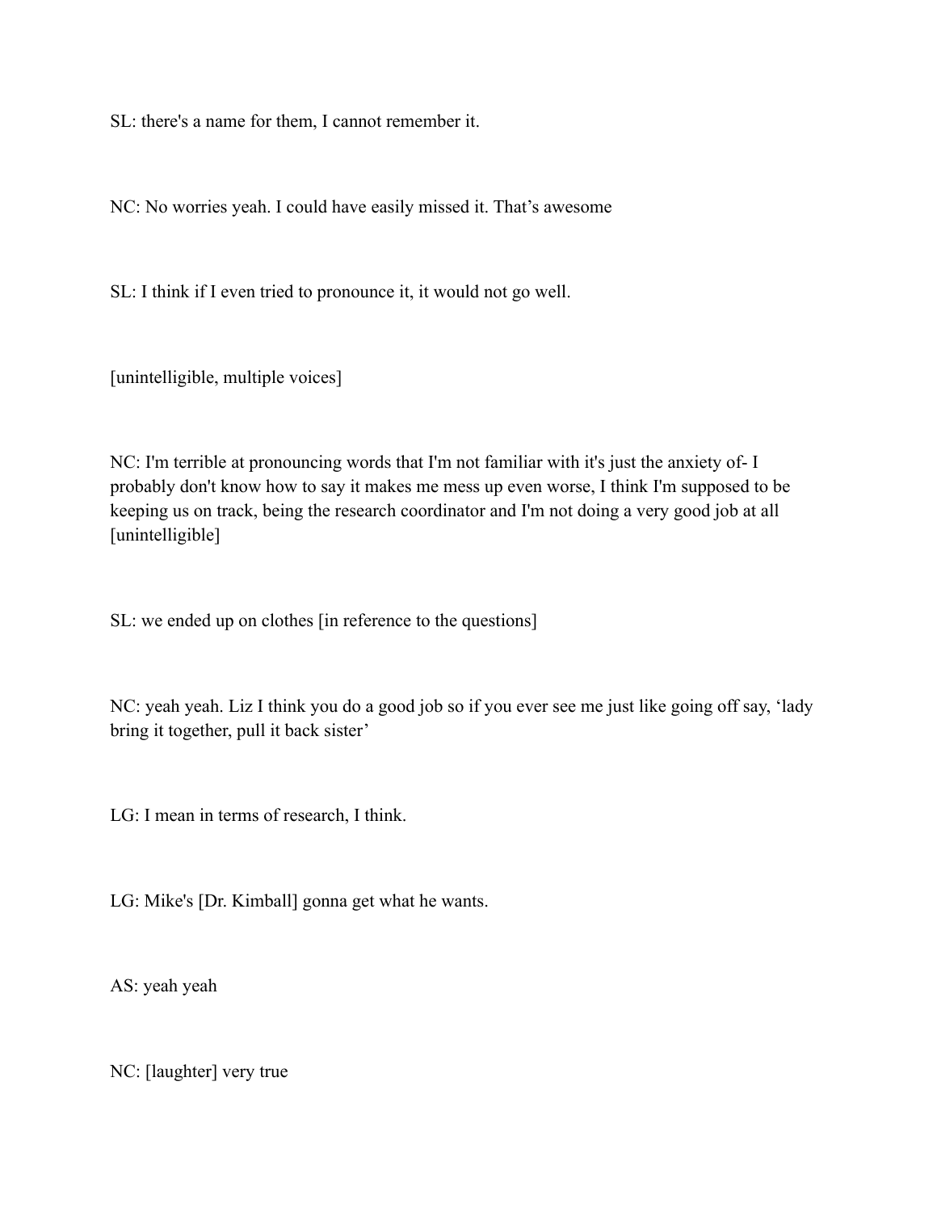SL: there's a name for them, I cannot remember it.

NC: No worries yeah. I could have easily missed it. That’s awesome

SL: I think if I even tried to pronounce it, it would not go well.

[unintelligible, multiple voices]

NC: I'm terrible at pronouncing words that I'm not familiar with it's just the anxiety of- I probably don't know how to say it makes me mess up even worse, I think I'm supposed to be keeping us on track, being the research coordinator and I'm not doing a very good job at all [unintelligible]

SL: we ended up on clothes [in reference to the questions]

NC: yeah yeah. Liz I think you do a good job so if you ever see me just like going off say, ‘lady bring it together, pull it back sister’

LG: I mean in terms of research, I think.

LG: Mike's [Dr. Kimball] gonna get what he wants.

AS: yeah yeah

NC: [laughter] very true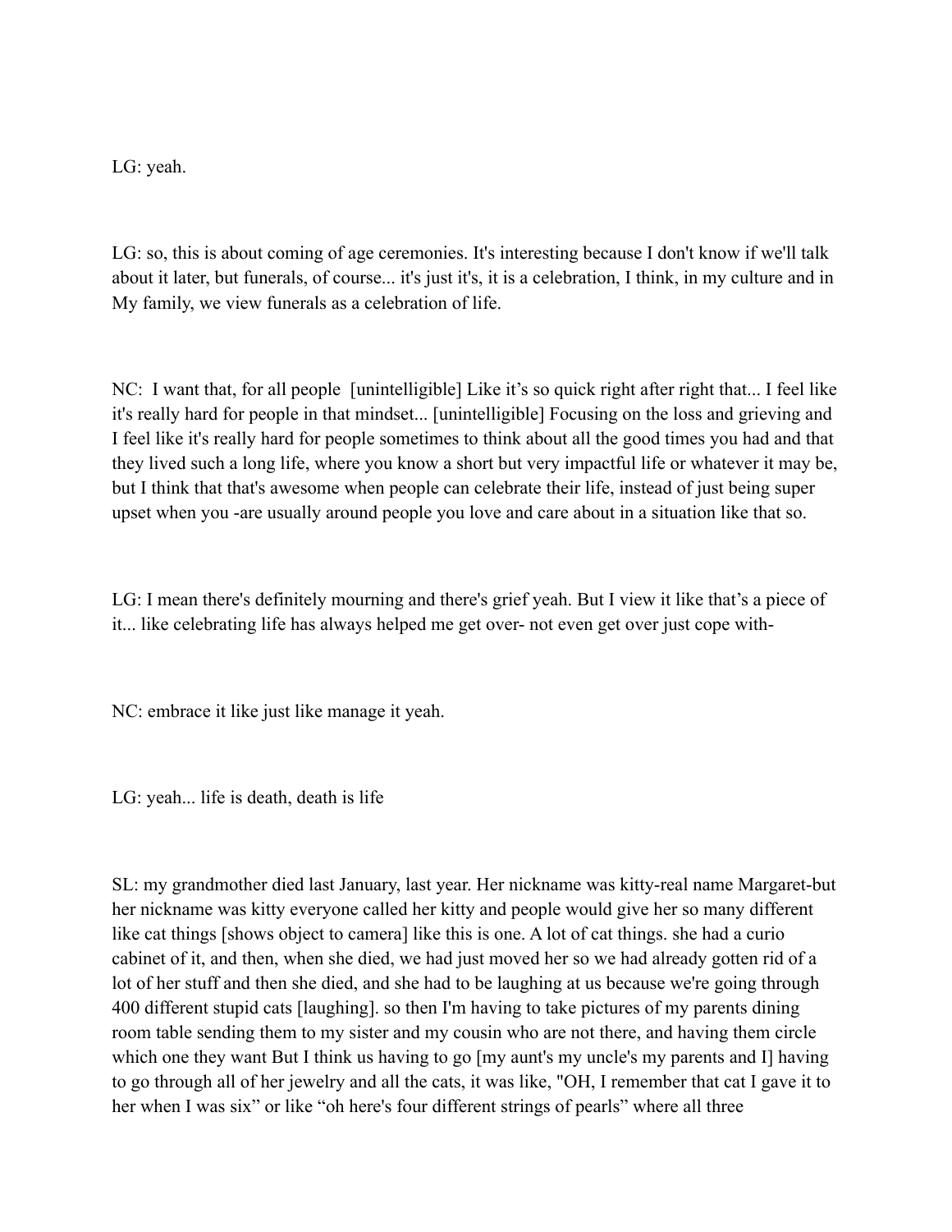LG: yeah.

LG: so, this is about coming of age ceremonies. It's interesting because I don't know if we'll talk about it later, but funerals, of course... it's just it's, it is a celebration, I think, in my culture and in My family, we view funerals as a celebration of life.

NC: I want that, for all people [unintelligible] Like it's so quick right after right that... I feel like it's really hard for people in that mindset... [unintelligible] Focusing on the loss and grieving and I feel like it's really hard for people sometimes to think about all the good times you had and that they lived such a long life, where you know a short but very impactful life or whatever it may be, but I think that that's awesome when people can celebrate their life, instead of just being super upset when you -are usually around people you love and care about in a situation like that so.

LG: I mean there's definitely mourning and there's grief yeah. But I view it like that's a piece of it... like celebrating life has always helped me get over- not even get over just cope with-

NC: embrace it like just like manage it yeah.

LG: yeah... life is death, death is life

SL: my grandmother died last January, last year. Her nickname was kitty-real name Margaret-but her nickname was kitty everyone called her kitty and people would give her so many different like cat things [shows object to camera] like this is one. A lot of cat things. she had a curio cabinet of it, and then, when she died, we had just moved her so we had already gotten rid of a lot of her stuff and then she died, and she had to be laughing at us because we're going through 400 different stupid cats [laughing]. so then I'm having to take pictures of my parents dining room table sending them to my sister and my cousin who are not there, and having them circle which one they want But I think us having to go [my aunt's my uncle's my parents and I] having to go through all of her jewelry and all the cats, it was like, "OH, I remember that cat I gave it to her when I was six" or like "oh here's four different strings of pearls" where all three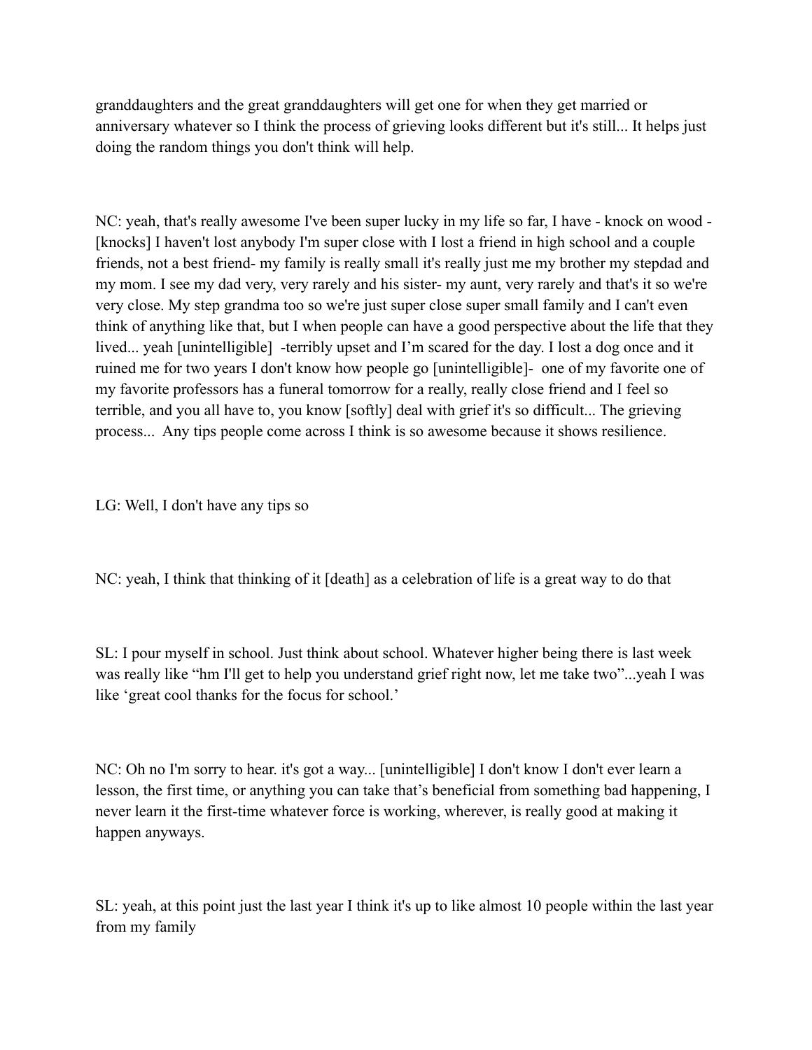granddaughters and the great granddaughters will get one for when they get married or anniversary whatever so I think the process of grieving looks different but it's still... It helps just doing the random things you don't think will help.

NC: yeah, that's really awesome I've been super lucky in my life so far, I have - knock on wood - [knocks] I haven't lost anybody I'm super close with I lost a friend in high school and a couple friends, not a best friend- my family is really small it's really just me my brother my stepdad and my mom. I see my dad very, very rarely and his sister- my aunt, very rarely and that's it so we're very close. My step grandma too so we're just super close super small family and I can't even think of anything like that, but I when people can have a good perspective about the life that they lived... yeah [unintelligible] -terribly upset and I'm scared for the day. I lost a dog once and it ruined me for two years I don't know how people go [unintelligible]- one of my favorite one of my favorite professors has a funeral tomorrow for a really, really close friend and I feel so terrible, and you all have to, you know [softly] deal with grief it's so difficult... The grieving process... Any tips people come across I think is so awesome because it shows resilience.

LG: Well, I don't have any tips so

NC: yeah, I think that thinking of it [death] as a celebration of life is a great way to do that

SL: I pour myself in school. Just think about school. Whatever higher being there is last week was really like "hm I'll get to help you understand grief right now, let me take two"...yeah I was like 'great cool thanks for the focus for school.'

NC: Oh no I'm sorry to hear. it's got a way... [unintelligible] I don't know I don't ever learn a lesson, the first time, or anything you can take that's beneficial from something bad happening, I never learn it the first-time whatever force is working, wherever, is really good at making it happen anyways.

SL: yeah, at this point just the last year I think it's up to like almost 10 people within the last year from my family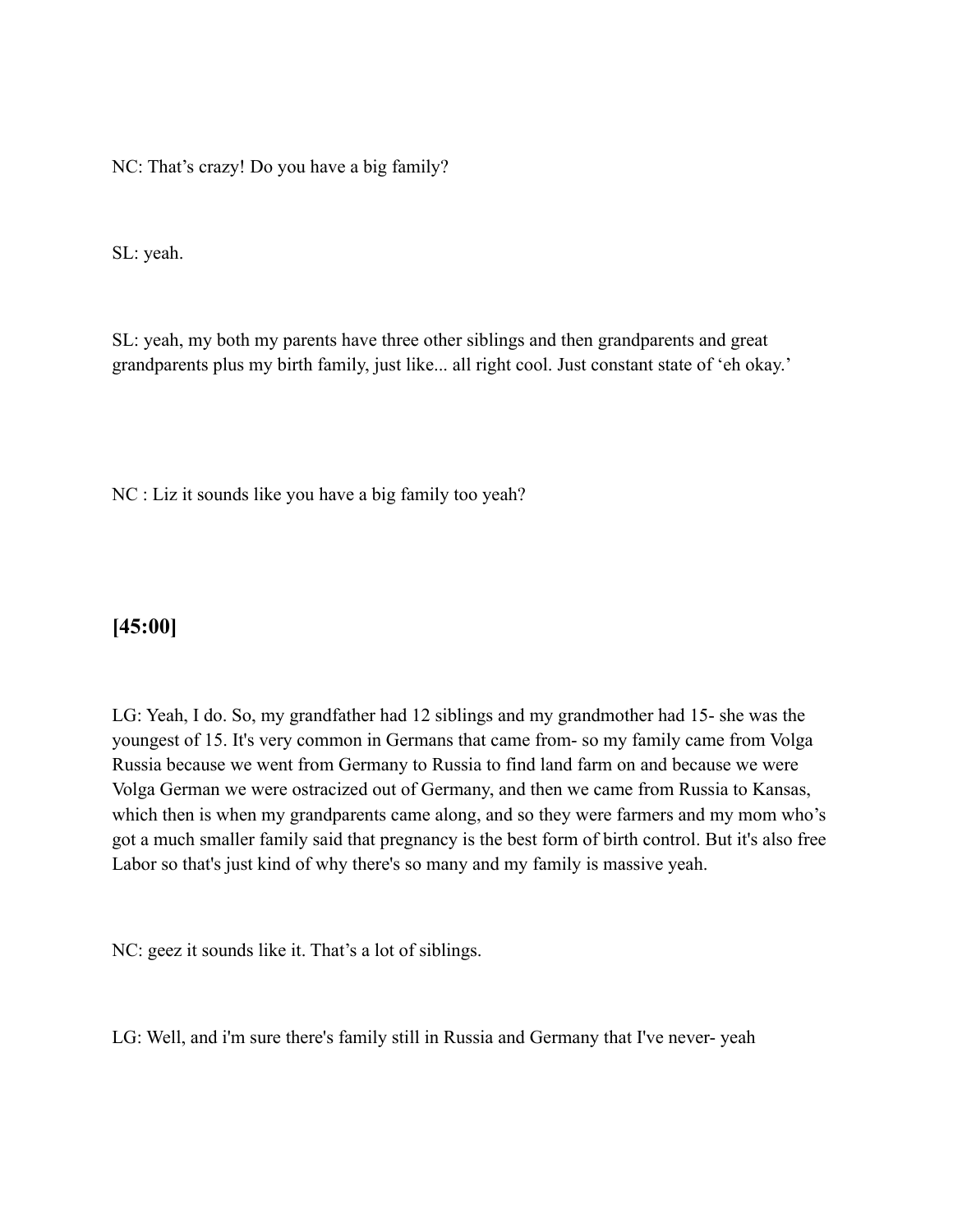NC: That’s crazy! Do you have a big family?

SL: yeah.

SL: yeah, my both my parents have three other siblings and then grandparents and great grandparents plus my birth family, just like... all right cool. Just constant state of ‘eh okay.’

NC : Liz it sounds like you have a big family too yeah?

## [45:00]

LG: Yeah, I do. So, my grandfather had 12 siblings and my grandmother had 15- she was the youngest of 15. It's very common in Germans that came from- so my family came from Volga Russia because we went from Germany to Russia to find land farm on and because we were Volga German we were ostracized out of Germany, and then we came from Russia to Kansas, which then is when my grandparents came along, and so they were farmers and my mom who’s got a much smaller family said that pregnancy is the best form of birth control. But it's also free Labor so that's just kind of why there's so many and my family is massive yeah.

NC: geez it sounds like it. That’s a lot of siblings.

LG: Well, and i'm sure there's family still in Russia and Germany that I've never- yeah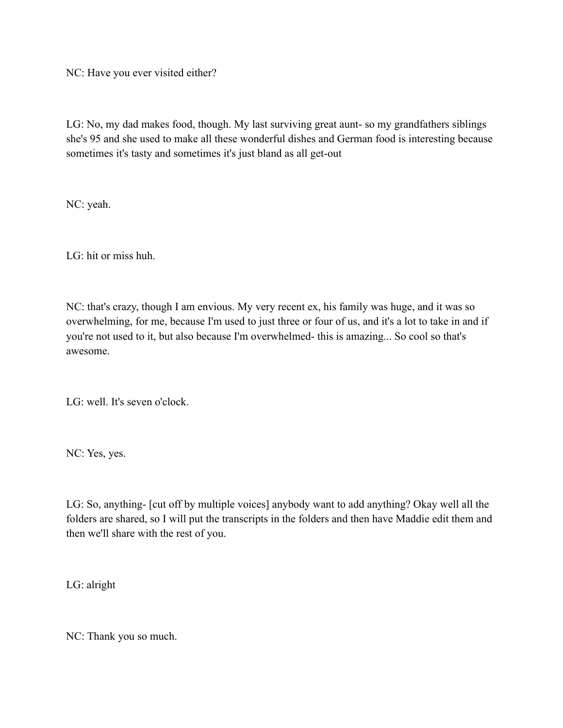NC: Have you ever visited either?

LG: No, my dad makes food, though. My last surviving great aunt- so my grandfathers siblings she's 95 and she used to make all these wonderful dishes and German food is interesting because sometimes it's tasty and sometimes it's just bland as all get-out

NC: yeah.

LG: hit or miss huh.

NC: that's crazy, though I am envious. My very recent ex, his family was huge, and it was so overwhelming, for me, because I'm used to just three or four of us, and it's a lot to take in and if you're not used to it, but also because I'm overwhelmed- this is amazing... So cool so that's awesome.

LG: well. It's seven o'clock.

NC: Yes, yes.

LG: So, anything- [cut off by multiple voices] anybody want to add anything? Okay well all the folders are shared, so I will put the transcripts in the folders and then have Maddie edit them and then we'll share with the rest of you.

LG: alright

NC: Thank you so much.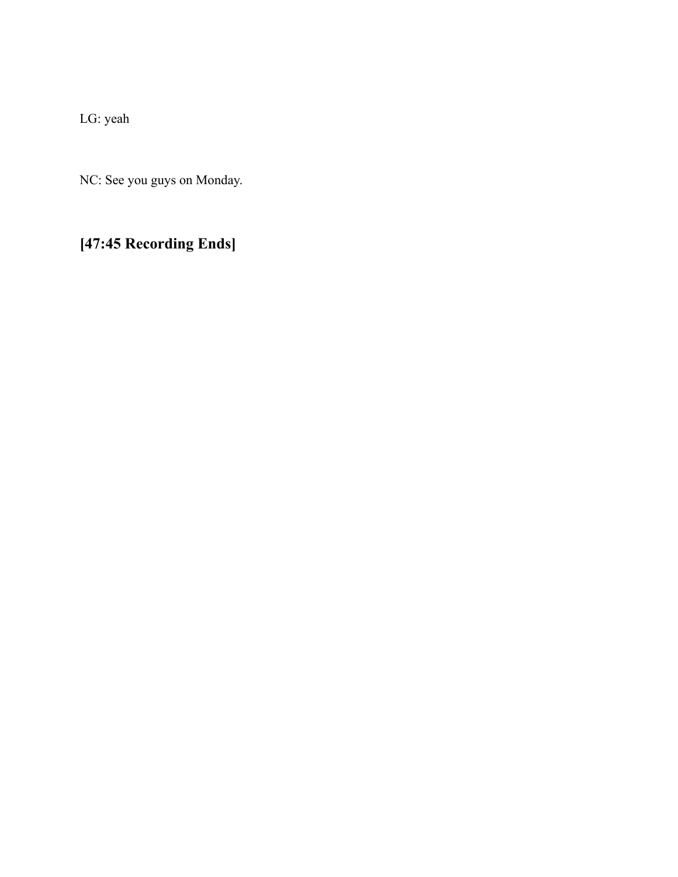LG: yeah

NC: See you guys on Monday.

**[47:45 Recording Ends]**